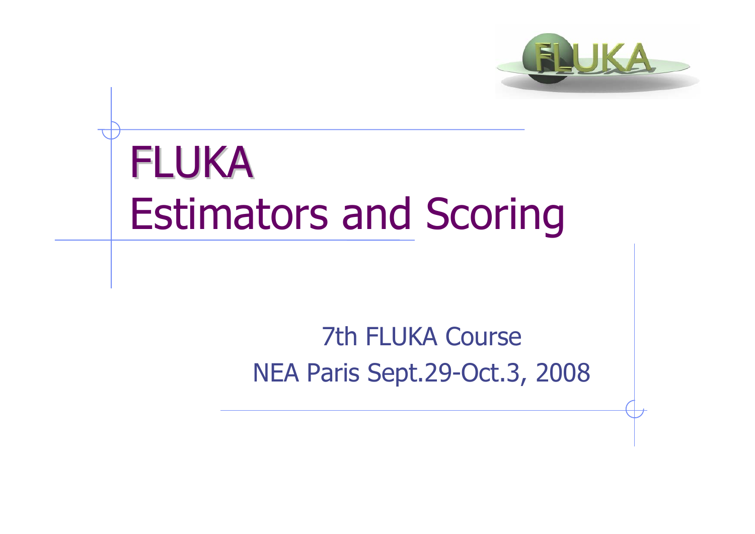# FLUKA
# Estimators and Scoring

7th FLUKA Course

NEA Paris Sept.29-Oct.3, 2008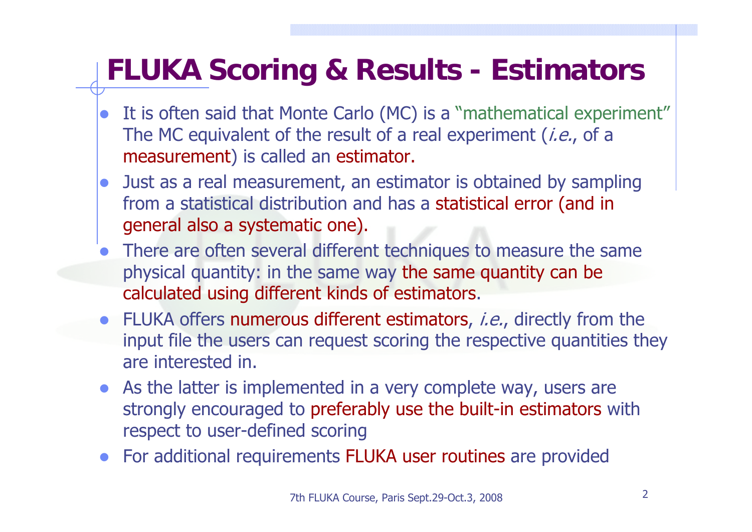# FLUKA Scoring & Results - Estimators

- It is often said that Monte Carlo (MC) is a "mathematical experiment" The MC equivalent of the result of a real experiment (*i.e.*, of a measurement) is called an estimator.
- Just as a real measurement, an estimator is obtained by sampling from a statistical distribution and has a statistical error (and in general also a systematic one).
- There are often several different techniques to measure the same physical quantity: in the same way the same quantity can be calculated using different kinds of estimators.
- FLUKA offers numerous different estimators, *i.e.*, directly from the input file the users can request scoring the respective quantities they are interested in.
- As the latter is implemented in a very complete way, users are strongly encouraged to preferably use the built-in estimators with respect to user-defined scoring
- For additional requirements FLUKA user routines are provided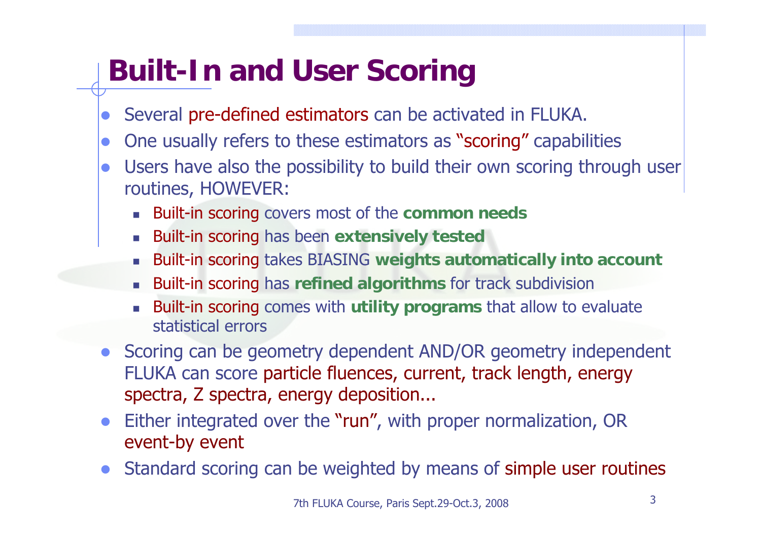# Built-In and User Scoring

- Several pre-defined estimators can be activated in FLUKA.
- One usually refers to these estimators as "scoring" capabilities
- Users have also the possibility to build their own scoring through user routines, HOWEVER:
  - Built-in scoring covers most of the **common needs**
  - Built-in scoring has been **extensively tested**
  - Built-in scoring takes BIASING **weights automatically into account**
  - Built-in scoring has **refined algorithms** for track subdivision
  - Built-in scoring comes with **utility programs** that allow to evaluate statistical errors
- Scoring can be geometry dependent AND/OR geometry independent FLUKA can score particle fluences, current, track length, energy spectra, Z spectra, energy deposition...
- Either integrated over the "run", with proper normalization, OR event-by event
- Standard scoring can be weighted by means of simple user routines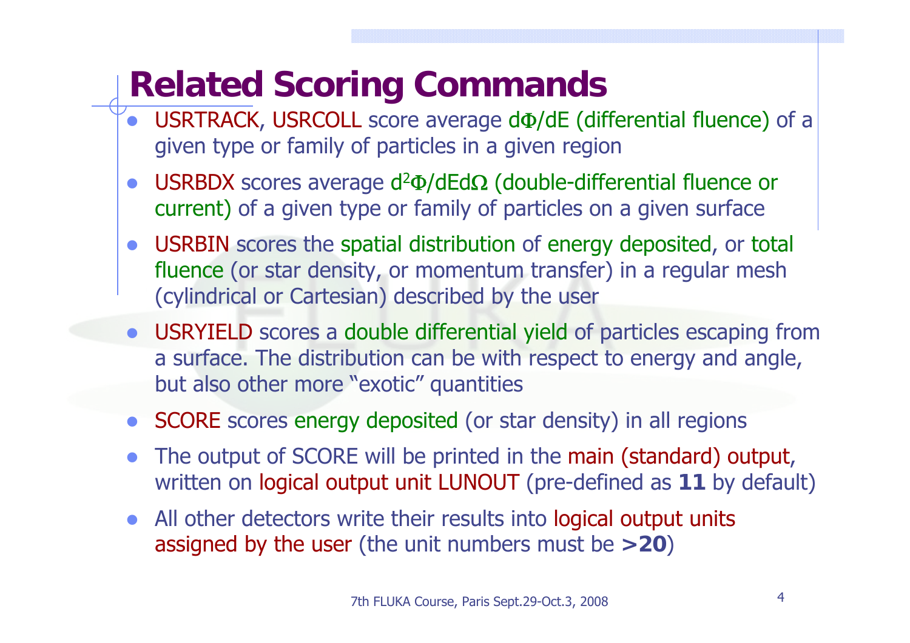# Related Scoring Commands

- USRTRACK, USRCOLL score average $d\Phi/dE$ (differential fluence) of a given type or family of particles in a given region
- USRBDX scores average $d^2\Phi/dEd\Omega$ (double-differential fluence or current) of a given type or family of particles on a given surface
- USRBIN scores the spatial distribution of energy deposited, or total fluence (or star density, or momentum transfer) in a regular mesh (cylindrical or Cartesian) described by the user
- USRYIELD scores a double differential yield of particles escaping from a surface. The distribution can be with respect to energy and angle, but also other more "exotic" quantities
- SCORE scores energy deposited (or star density) in all regions
- The output of SCORE will be printed in the main (standard) output, written on logical output unit LUNOUT (pre-defined as **11** by default)
- All other detectors write their results into logical output units assigned by the user (the unit numbers must be **>20**)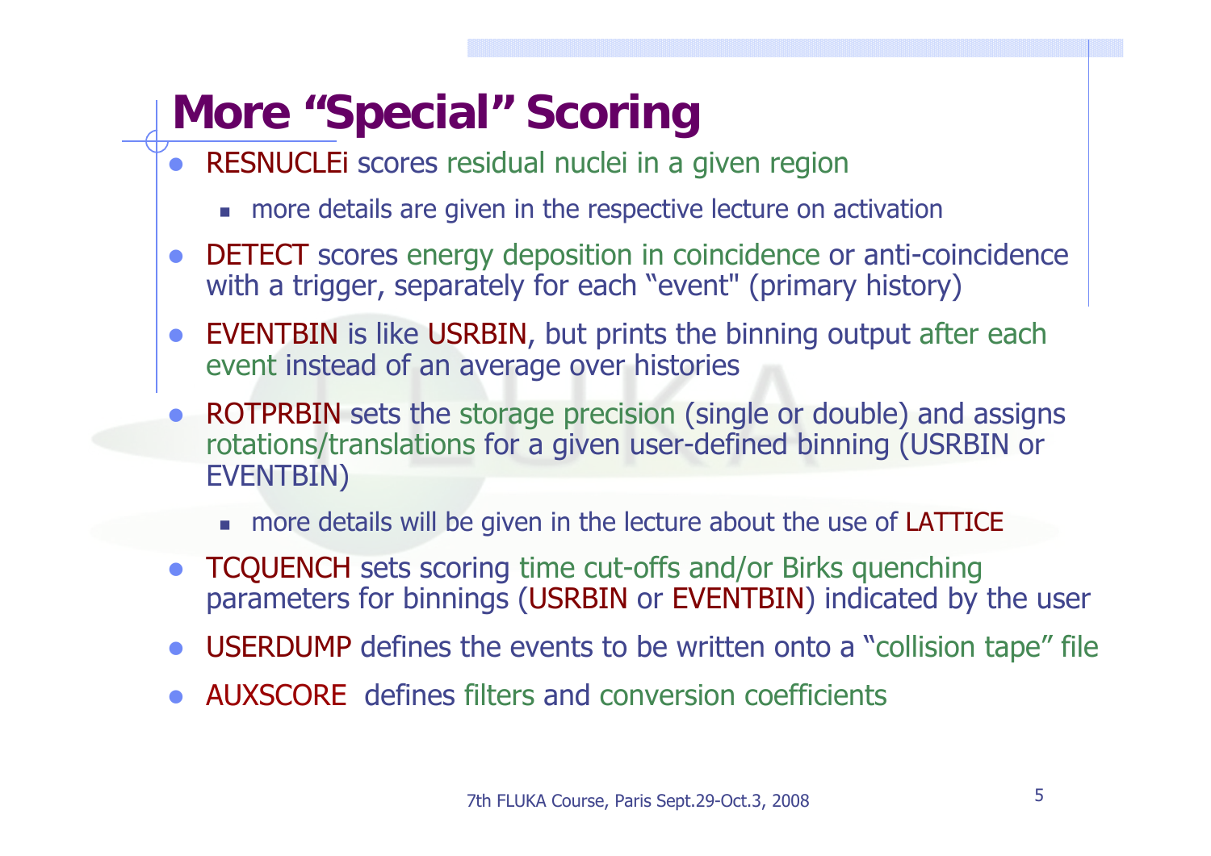# More "Special" Scoring

- RESNUCLEi scores residual nuclei in a given region
  - more details are given in the respective lecture on activation
- DETECT scores energy deposition in coincidence or anti-coincidence with a trigger, separately for each "event" (primary history)
- EVENTBIN is like USRBIN, but prints the binning output after each event instead of an average over histories
- ROTPRBIN sets the storage precision (single or double) and assigns rotations/translations for a given user-defined binning (USRBIN or EVENTBIN)
  - more details will be given in the lecture about the use of LATTICE
- TCQUENCH sets scoring time cut-offs and/or Birks quenching parameters for binnings (USRBIN or EVENTBIN) indicated by the user
- USERDUMP defines the events to be written onto a "collision tape" file
- AUXSCORE defines filters and conversion coefficients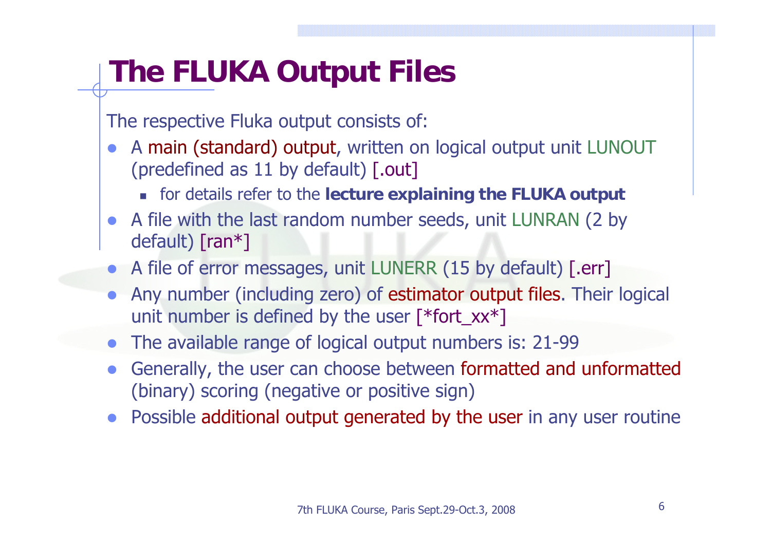# The FLUKA Output Files

The respective Fluka output consists of:

- A main (standard) output, written on logical output unit LUNOUT (predefined as 11 by default) [.out]
  - for details refer to the **lecture explaining the FLUKA output**
- A file with the last random number seeds, unit LUNRAN (2 by default) [ran*]
- A file of error messages, unit LUNERR (15 by default) [.err]
- Any number (including zero) of estimator output files. Their logical unit number is defined by the user [*fort_xx*]
- The available range of logical output numbers is: 21-99
- Generally, the user can choose between formatted and unformatted (binary) scoring (negative or positive sign)
- Possible additional output generated by the user in any user routine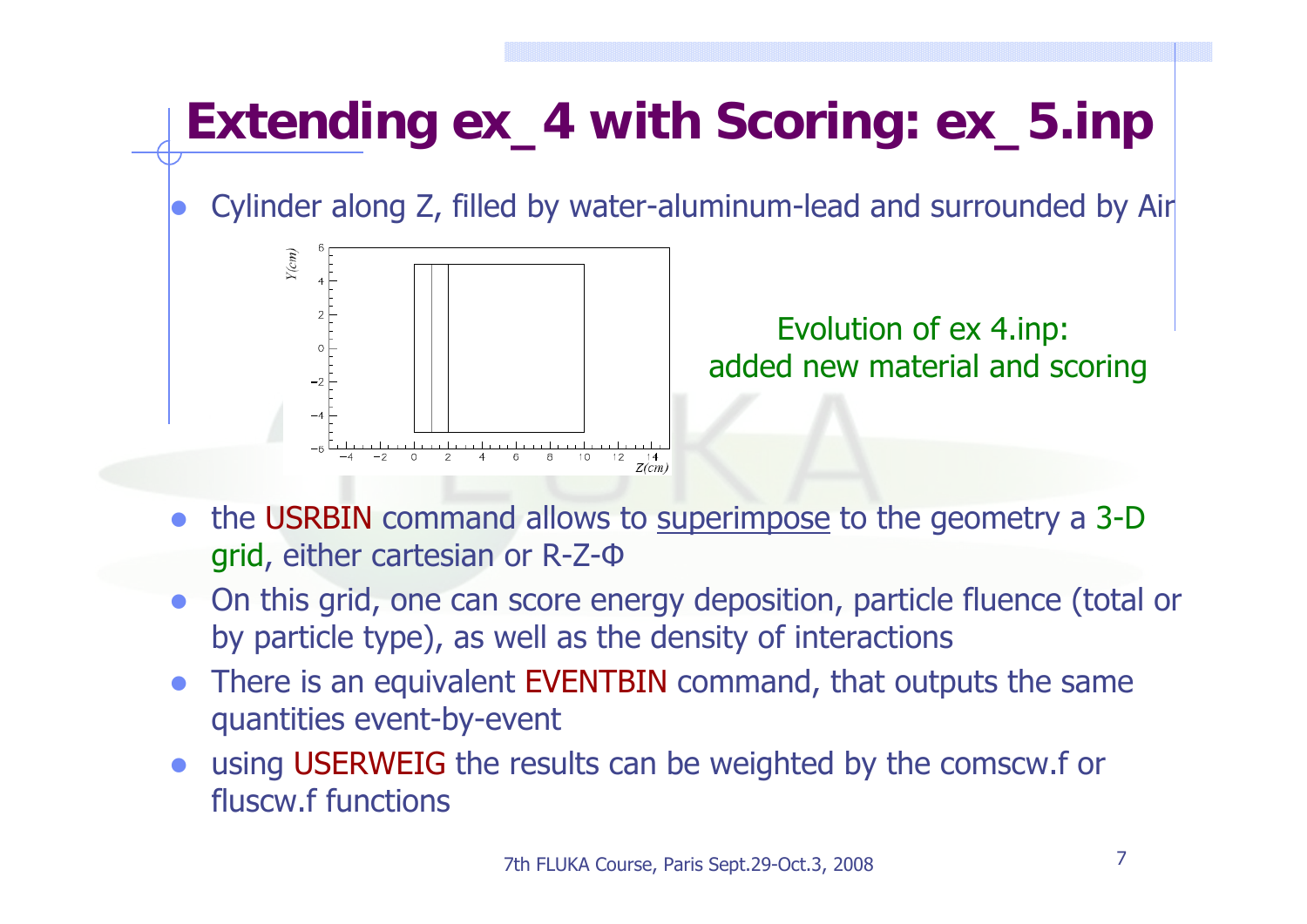# Extending ex_4 with Scoring: ex_5.inp

- Cylinder along Z, filled by water-aluminum-lead and surrounded by Air

Evolution of ex 4.inp: added new material and scoring

- the USRBIN command allows to superimpose to the geometry a 3-D grid, either cartesian or R-Z-Φ
- On this grid, one can score energy deposition, particle fluence (total or by particle type), as well as the density of interactions
- There is an equivalent EVENTBIN command, that outputs the same quantities event-by-event
- using USERWEIG the results can be weighted by the comscw.f or fluscw.f functions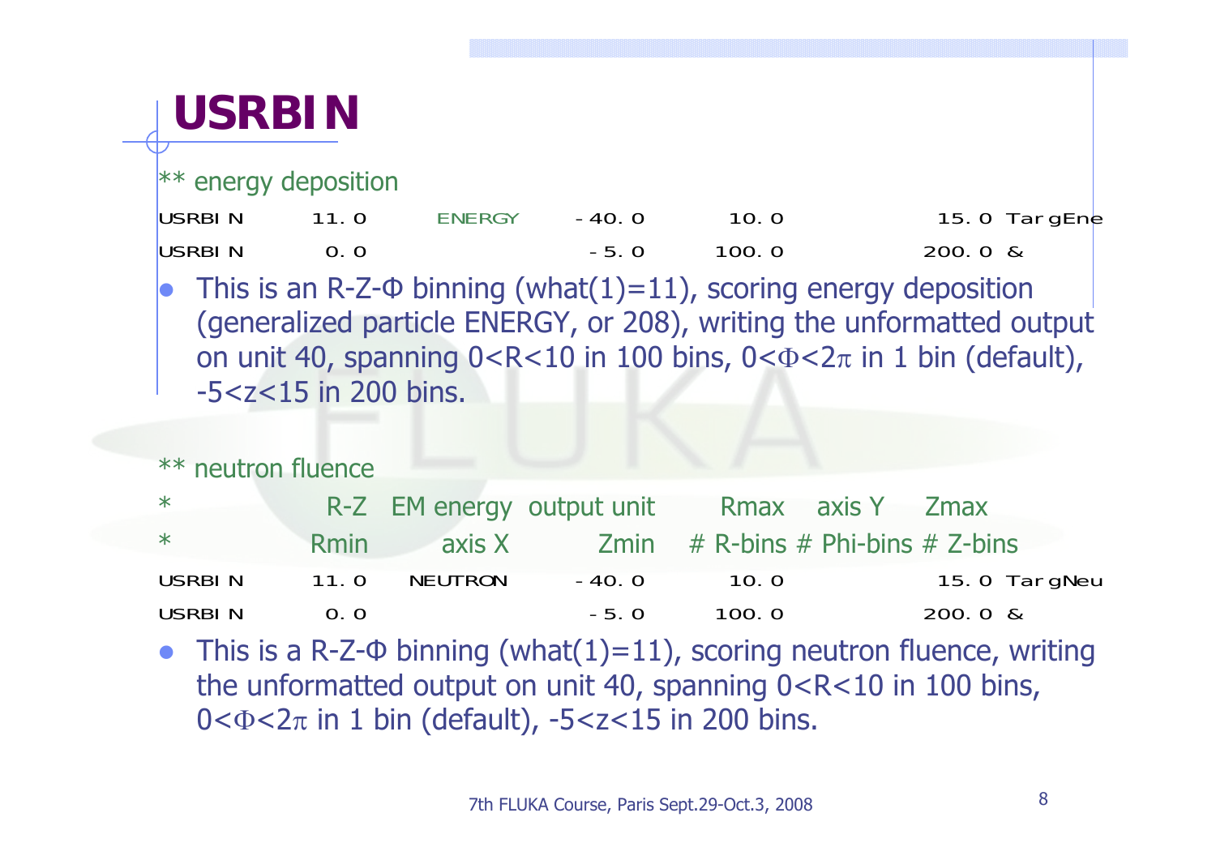# USRBIN

** energy deposition

```
USRBIN        11.0    ENERGY    -40.0      10.0             15.0 TargEne
USRBIN         0.0               -5.0     100.0            200.0 &
```

- This is an R-Z-Φ binning (what(1)=11), scoring energy deposition (generalized particle ENERGY, or 208), writing the unformatted output on unit 40, spanning 0<R<10 in 100 bins, 0<Φ<2π in 1 bin (default), -5<z<15 in 200 bins.

** neutron fluence

```
*              R-Z  EM energy  output unit     Rmax    axis Y    Zmax
*             Rmin     axis X         Zmin  # R-bins # Phi-bins # Z-bins
USRBIN        11.0    NEUTRON   -40.0      10.0             15.0 TargNeu
USRBIN         0.0               -5.0     100.0            200.0 &
```

- This is a R-Z-Φ binning (what(1)=11), scoring neutron fluence, writing the unformatted output on unit 40, spanning 0<R<10 in 100 bins, 0<Φ<2π in 1 bin (default), -5<z<15 in 200 bins.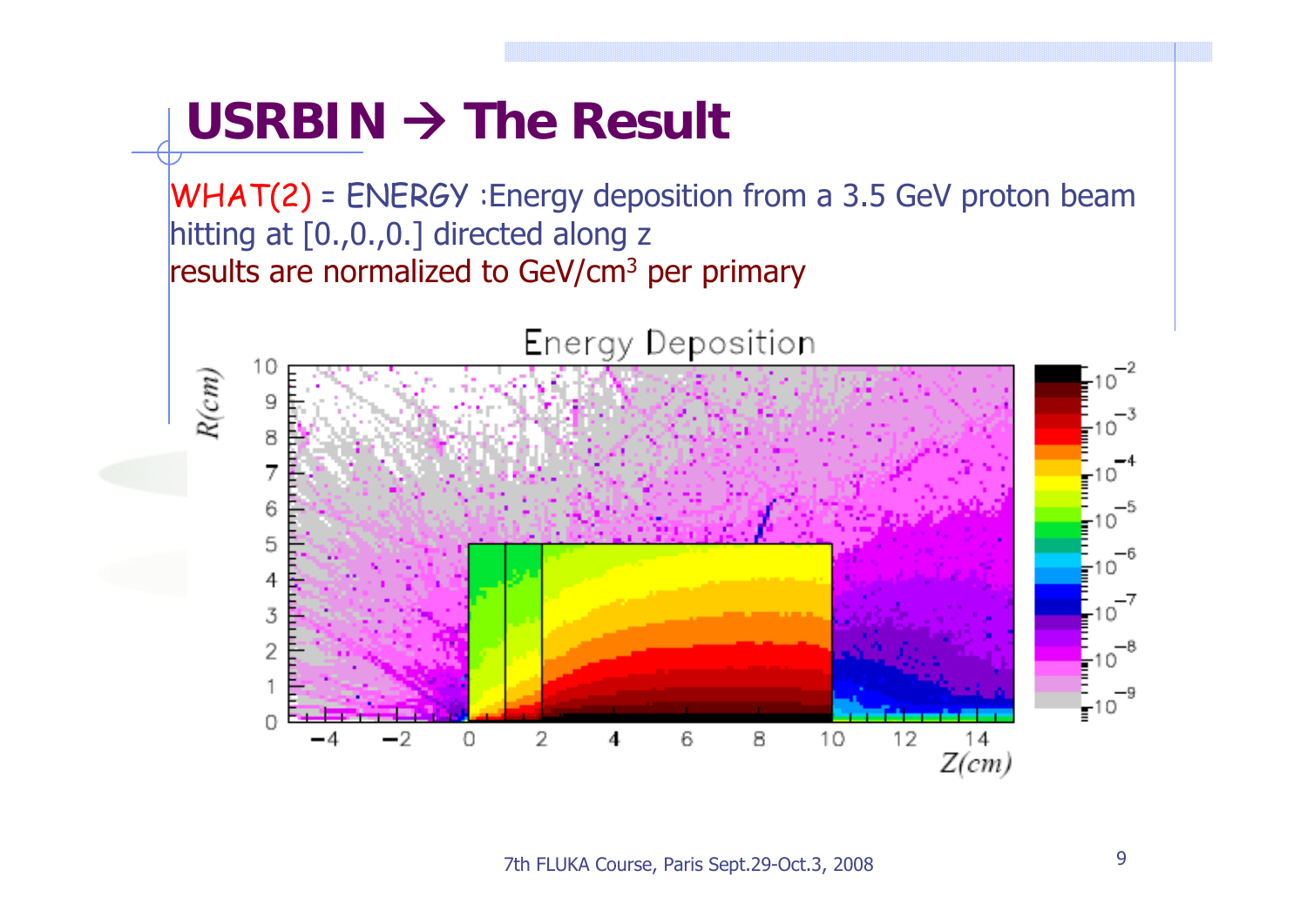# USRBIN → The Result

WHAT(2) = ENERGY :Energy deposition from a 3.5 GeV proton beam hitting at [0.,0.,0.] directed along z

results are normalized to GeV/cm$^3$ per primary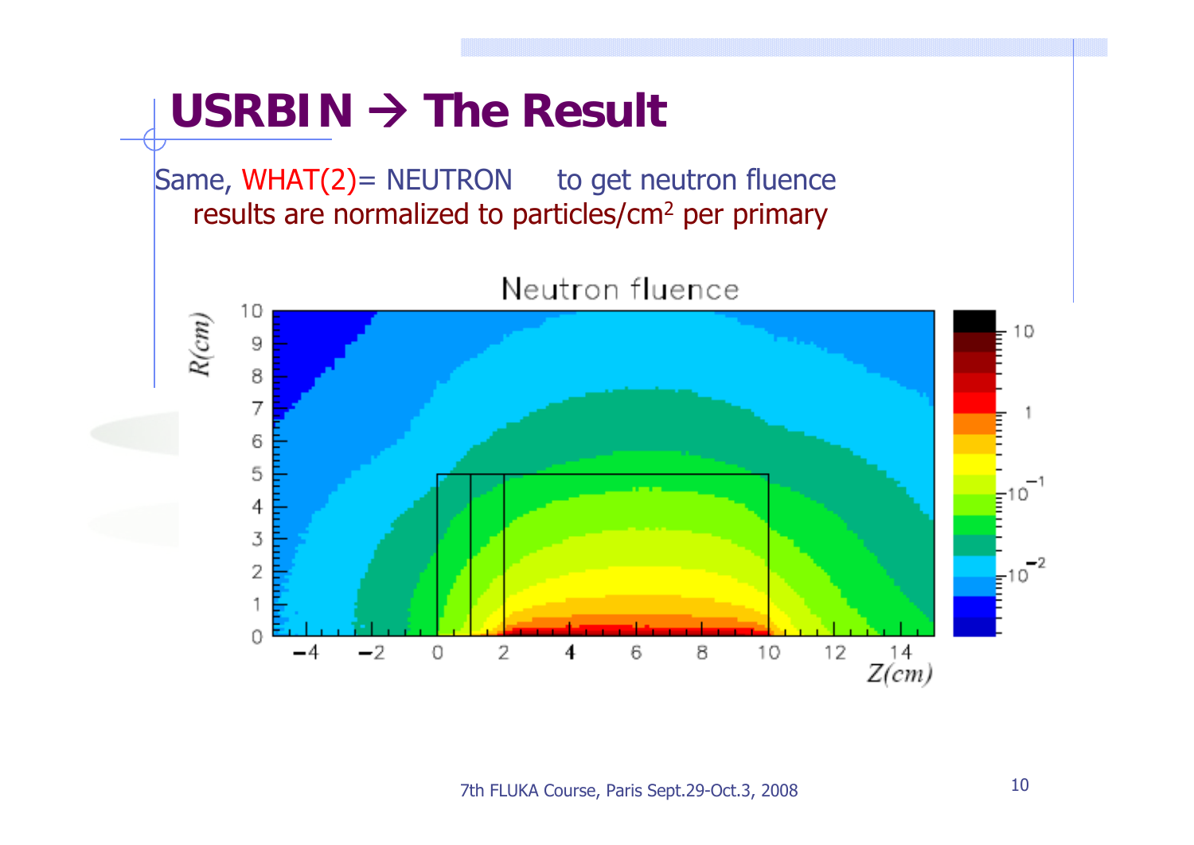# USRBIN → The Result

Same, WHAT(2)= NEUTRON    to get neutron fluence

results are normalized to particles/cm$^2$ per primary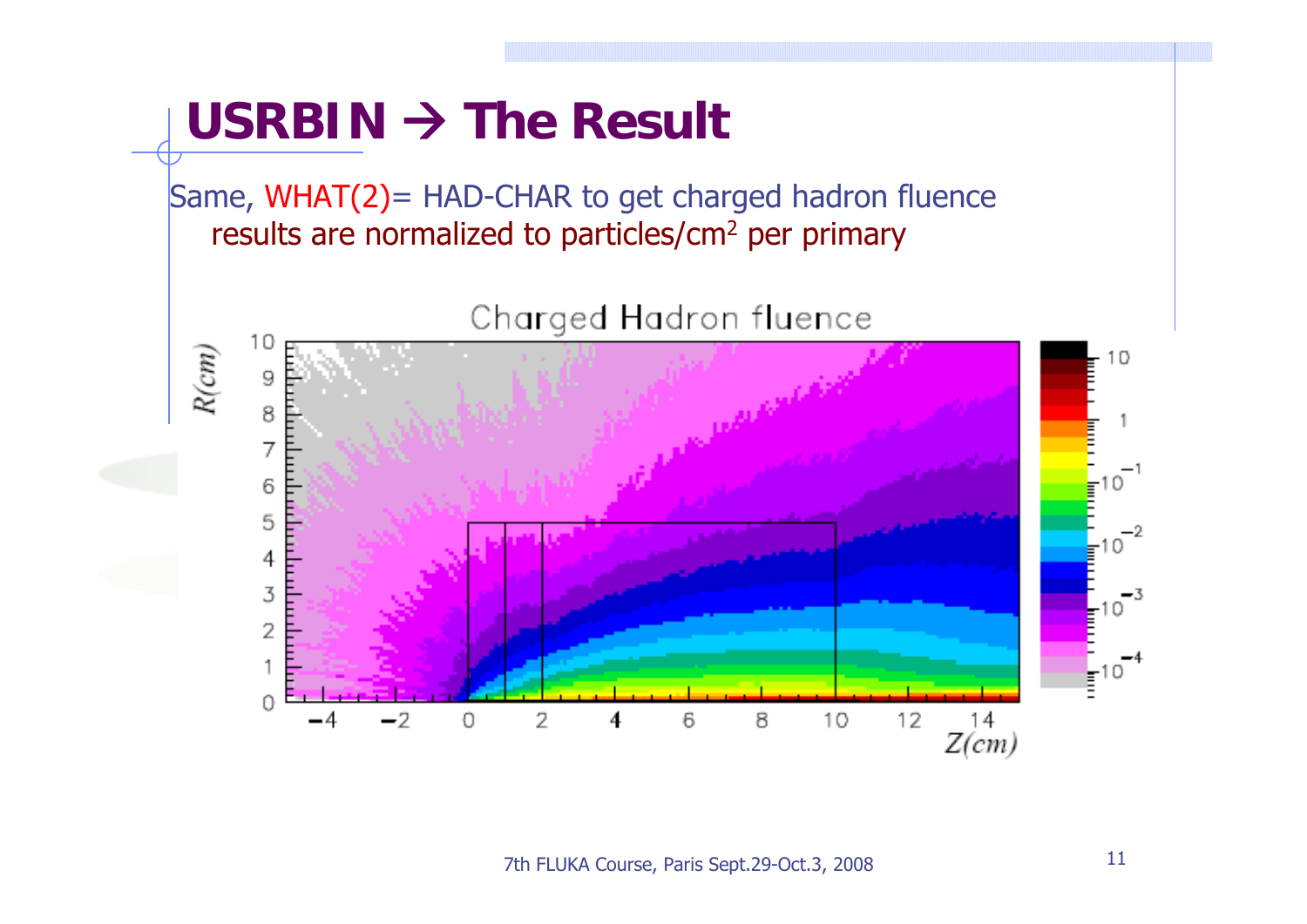# USRBIN → The Result

Same, WHAT(2)= HAD-CHAR to get charged hadron fluence

results are normalized to particles/cm$^2$ per primary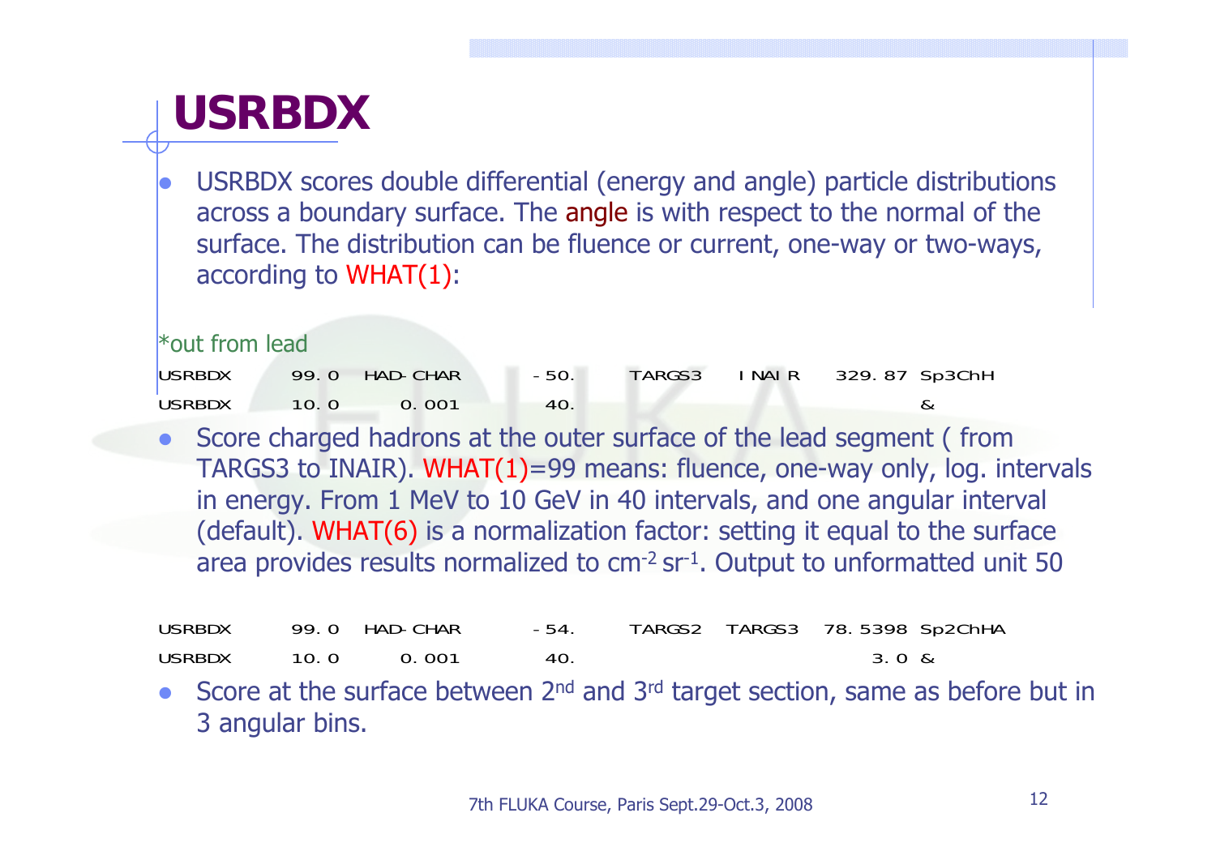# USRBDX

- USRBDX scores double differential (energy and angle) particle distributions across a boundary surface. The angle is with respect to the normal of the surface. The distribution can be fluence or current, one-way or two-ways, according to WHAT(1):

```
*out from lead
USRBDX      99.0   HAD-CHAR      -50.     TARGS3    INAIR    329.87 Sp3ChH
USRBDX      10.0     0.001       40.                                &
```

- Score charged hadrons at the outer surface of the lead segment ( from TARGS3 to INAIR). WHAT(1)=99 means: fluence, one-way only, log. intervals in energy. From 1 MeV to 10 GeV in 40 intervals, and one angular interval (default). WHAT(6) is a normalization factor: setting it equal to the surface area provides results normalized to $cm^{-2}$ $sr^{-1}$. Output to unformatted unit 50

```
USRBDX      99.0   HAD-CHAR      -54.     TARGS2   TARGS3   78.5398 Sp2ChHA
USRBDX      10.0     0.001       40.                            3.0 &
```

- Score at the surface between 2nd and 3rd target section, same as before but in 3 angular bins.

7th FLUKA Course, Paris Sept.29-Oct.3, 2008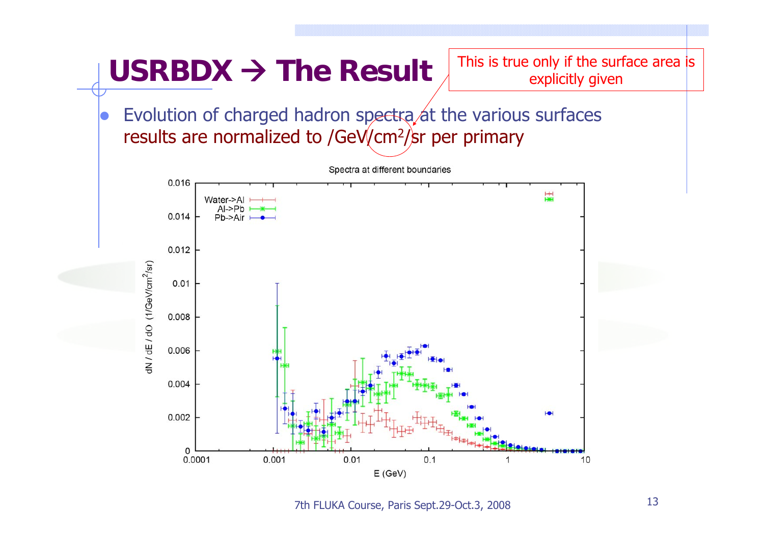# USRBDX → The Result

This is true only if the surface area is explicitly given

- Evolution of charged hadron spectra at the various surfaces
  results are normalized to /GeV/cm$^2$/sr per primary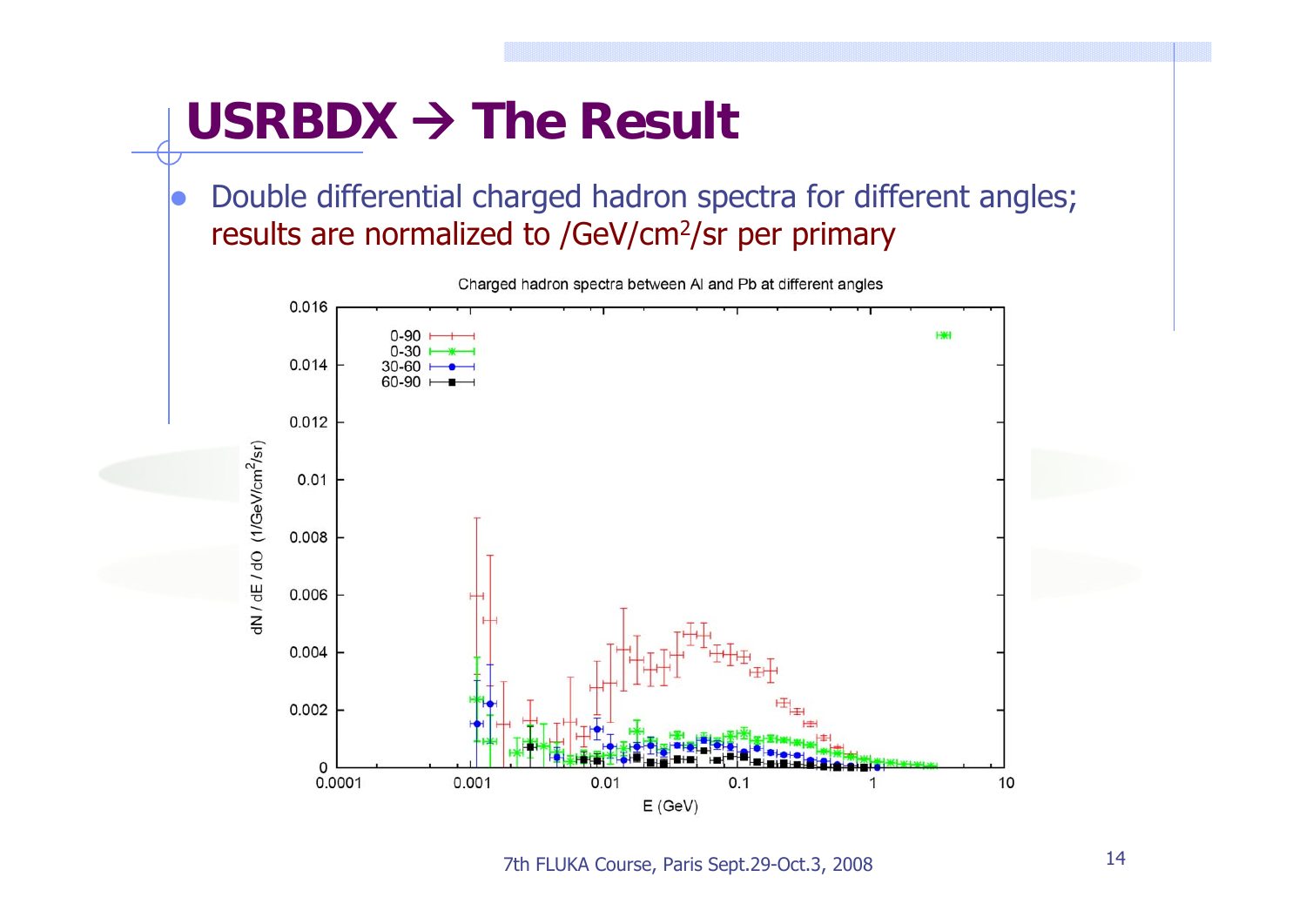# USRBDX → The Result

- Double differential charged hadron spectra for different angles; results are normalized to /GeV/cm$^2$/sr per primary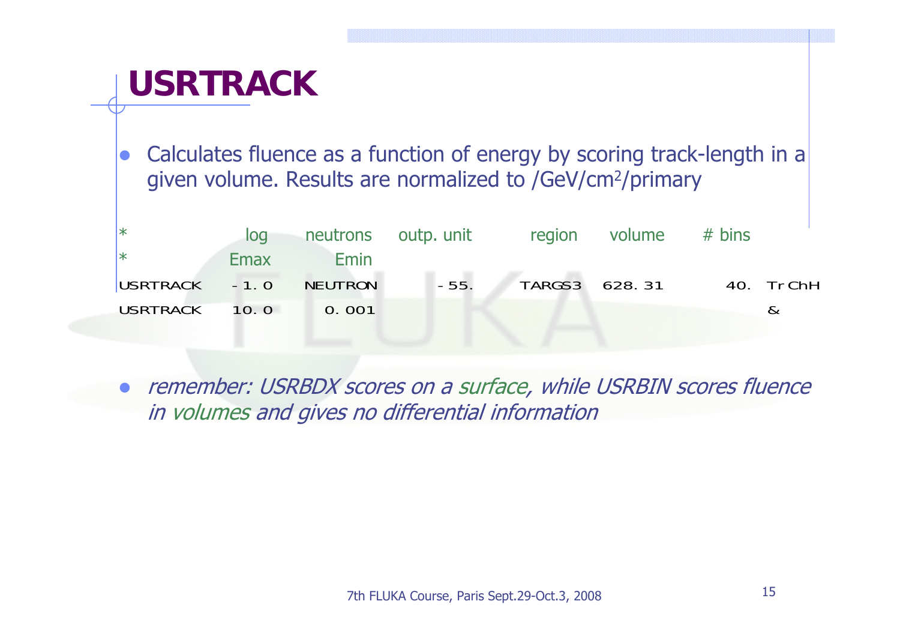# USRTRACK

- Calculates fluence as a function of energy by scoring track-length in a given volume. Results are normalized to /GeV/cm²/primary

```
*             log     neutrons   outp. unit    region   volume    # bins
*             Emax      Emin
USRTRACK     -1.0    NEUTRON        -55.      TARGS3   628.31        40.  TrChH
USRTRACK     10.0      0.001                                              &
```

- *remember: USRBDX scores on a surface, while USRBIN scores fluence in volumes and gives no differential information*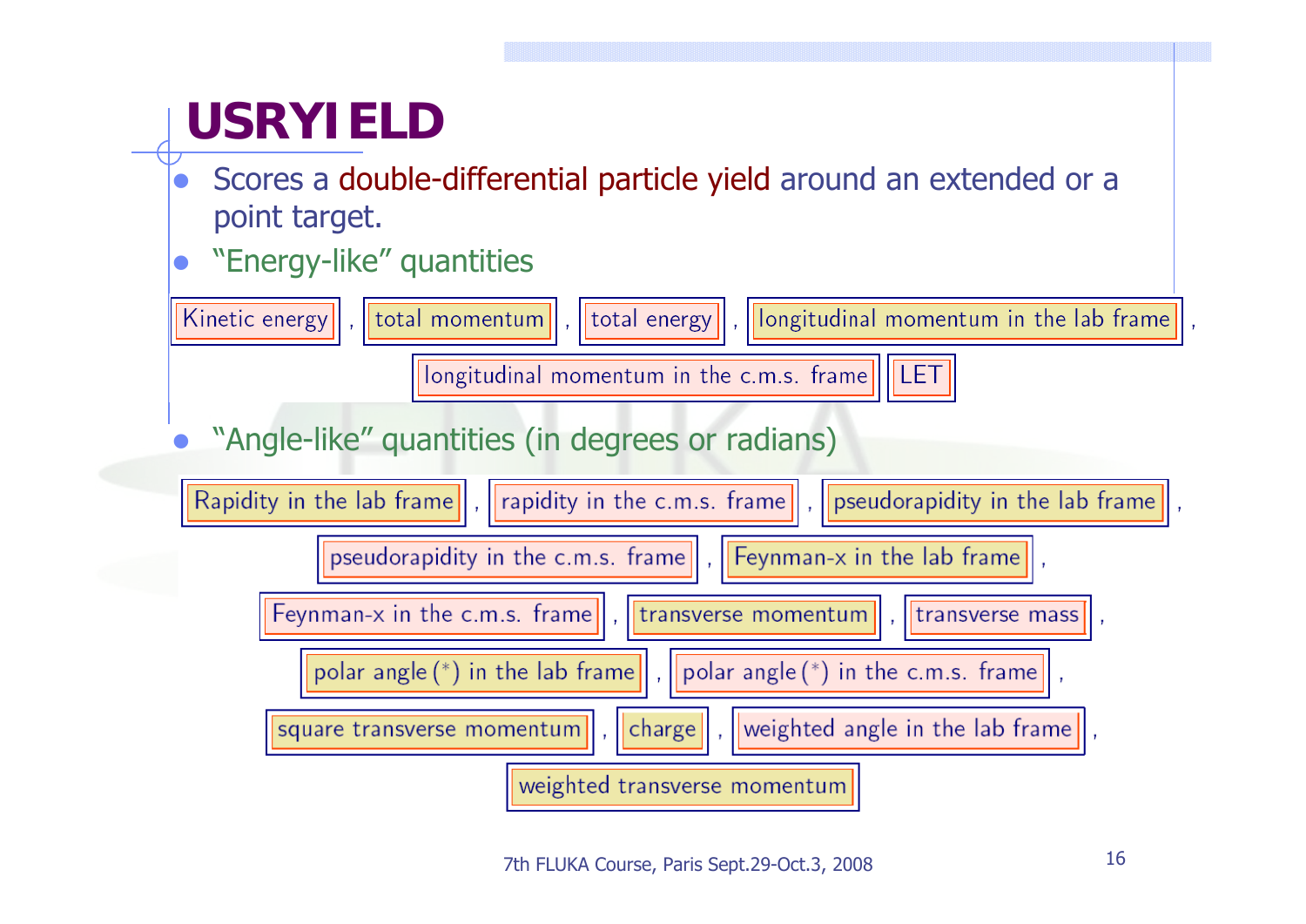# USRYIELD

- Scores a double-differential particle yield around an extended or a point target.
- "Energy-like" quantities

Kinetic energy , total momentum , total energy , longitudinal momentum in the lab frame , longitudinal momentum in the c.m.s. frame , LET

- "Angle-like" quantities (in degrees or radians)

Rapidity in the lab frame , rapidity in the c.m.s. frame , pseudorapidity in the lab frame , pseudorapidity in the c.m.s. frame , Feynman-x in the lab frame , Feynman-x in the c.m.s. frame , transverse momentum , transverse mass , polar angle (*) in the lab frame , polar angle (*) in the c.m.s. frame , square transverse momentum , charge , weighted angle in the lab frame , weighted transverse momentum

7th FLUKA Course, Paris Sept.29-Oct.3, 2008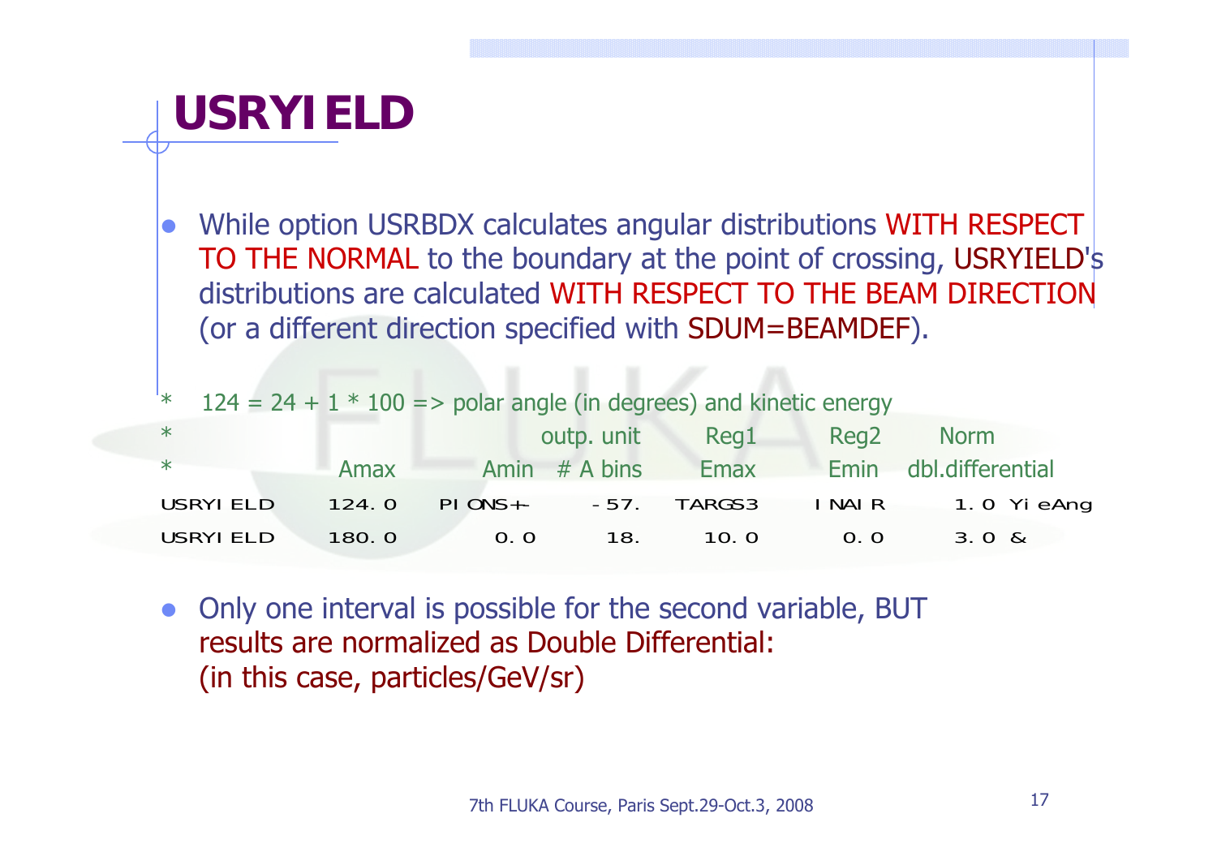# USRYIELD

- While option USRBDX calculates angular distributions WITH RESPECT TO THE NORMAL to the boundary at the point of crossing, USRYIELD's distributions are calculated WITH RESPECT TO THE BEAM DIRECTION (or a different direction specified with SDUM=BEAMDEF).

```
*   124 = 24 + 1 * 100 => polar angle (in degrees) and kinetic energy
*                              outp. unit    Reg1      Reg2      Norm
*        Amax          Amin    # A bins      Emax      Emin      dbl.differential
USRYIELD    124.0   PIONS+-      -57.     TARGS3     INAIR       1.0 YieAng
USRYIELD    180.0       0.0       18.       10.0       0.0       3.0 &
```

- Only one interval is possible for the second variable, BUT results are normalized as Double Differential: (in this case, particles/GeV/sr)

7th FLUKA Course, Paris Sept.29-Oct.3, 2008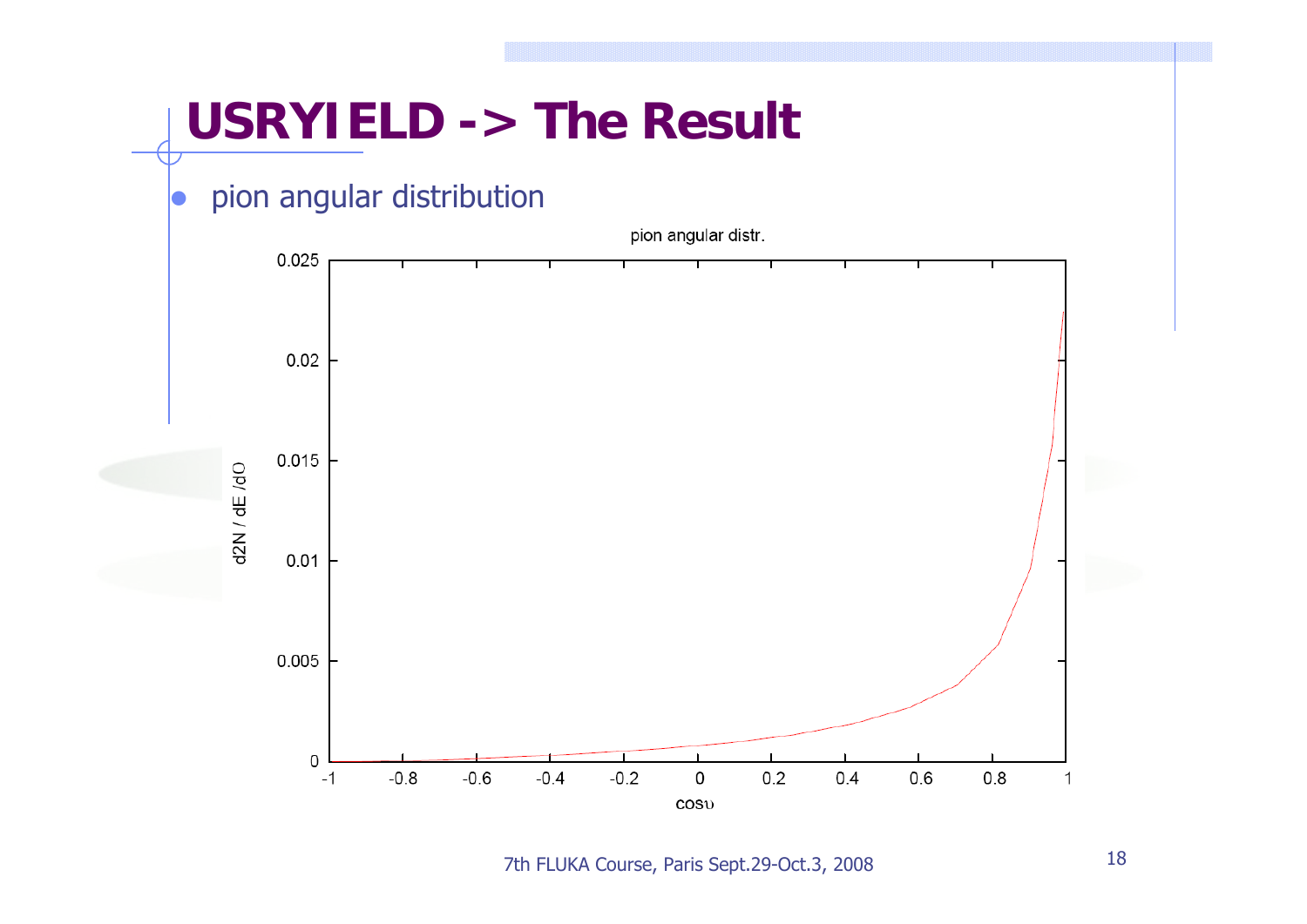# USRYIELD -> The Result

- pion angular distribution

pion angular distr.

d2N / dE /dO

cosυ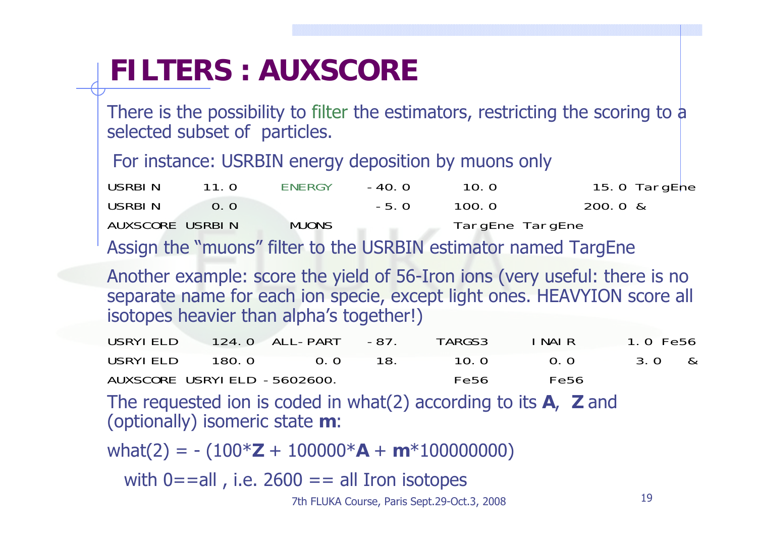# FILTERS : AUXSCORE

There is the possibility to filter the estimators, restricting the scoring to a selected subset of particles.

For instance: USRBIN energy deposition by muons only

```
USRBIN      11.0     ENERGY     -40.0      10.0           15.0 TargEne
USRBIN       0.0                 -5.0     100.0          200.0 &
AUXSCORE  USRBIN      MUONS                 TargEne TargEne
```

Assign the "muons" filter to the USRBIN estimator named TargEne

Another example: score the yield of 56-Iron ions (very useful: there is no separate name for each ion specie, except light ones. HEAVYION score all isotopes heavier than alpha's together!)

```
USRYIELD     124.0  ALL-PART    -87.      TARGS3     INAIR        1.0 Fe56
USRYIELD     180.0       0.0     18.        10.0       0.0        3.0   &
AUXSCORE  USRYIELD -5602600.               Fe56       Fe56
```

The requested ion is coded in what(2) according to its **A**, **Z** and (optionally) isomeric state **m**:

what(2) = - (100\***Z** + 100000\***A** + **m**\*100000000)

with 0==all , i.e. 2600 == all Iron isotopes

7th FLUKA Course, Paris Sept.29-Oct.3, 2008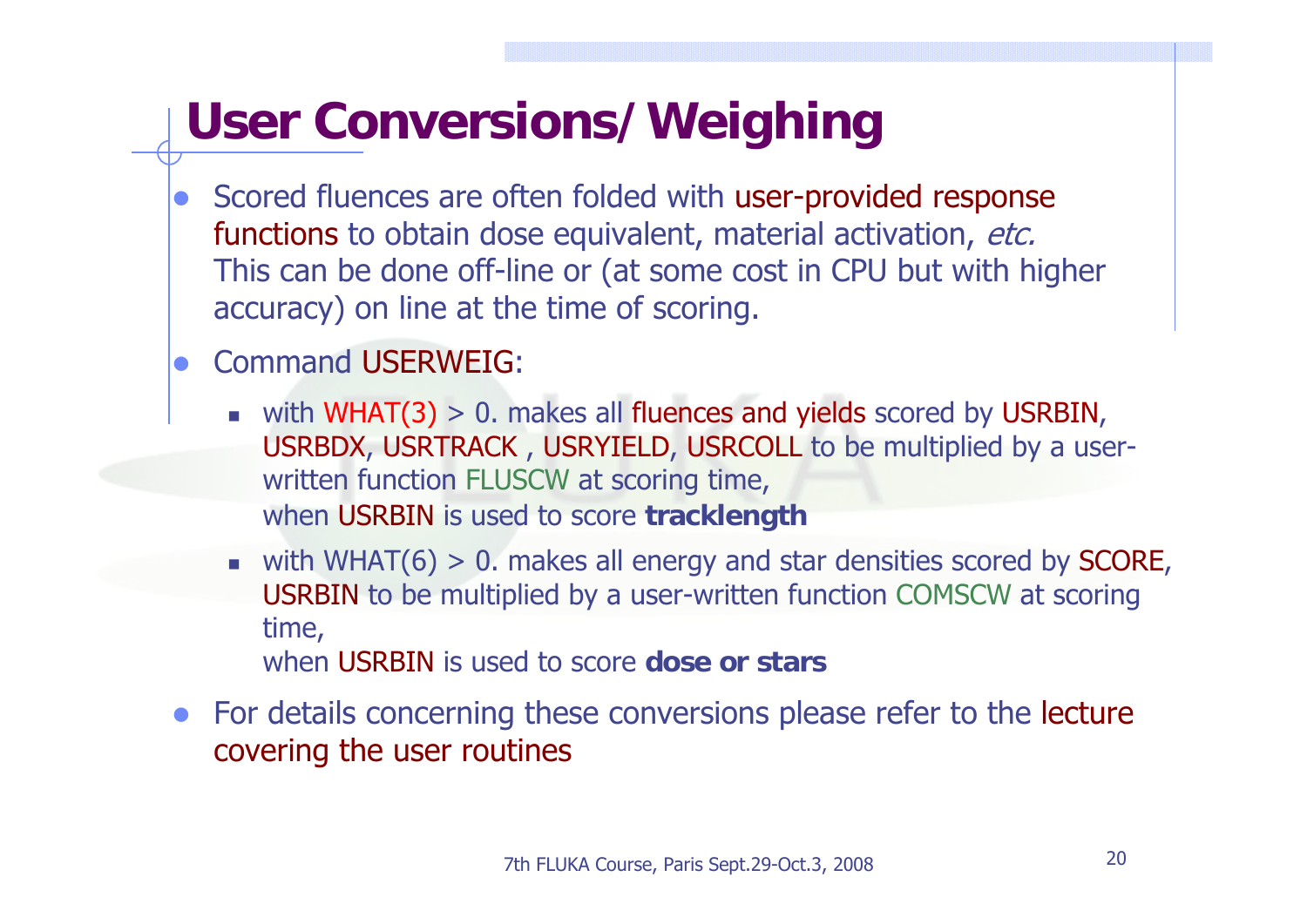# User Conversions/ Weighing

- Scored fluences are often folded with user-provided response functions to obtain dose equivalent, material activation, *etc.* This can be done off-line or (at some cost in CPU but with higher accuracy) on line at the time of scoring.
- Command USERWEIG:
  - with WHAT(3) > 0. makes all fluences and yields scored by USRBIN, USRBDX, USRTRACK , USRYIELD, USRCOLL to be multiplied by a user-written function FLUSCW at scoring time, when USRBIN is used to score **tracklength**
  - with WHAT(6) > 0. makes all energy and star densities scored by SCORE, USRBIN to be multiplied by a user-written function COMSCW at scoring time, when USRBIN is used to score **dose or stars**
- For details concerning these conversions please refer to the lecture covering the user routines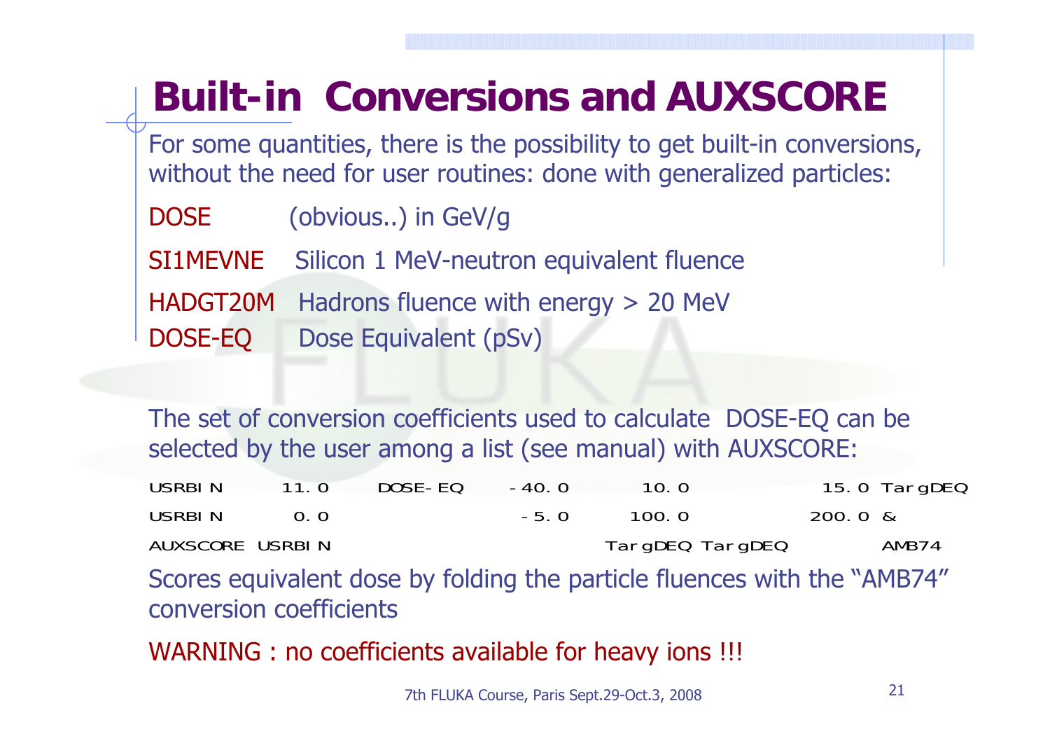# Built-in Conversions and AUXSCORE

For some quantities, there is the possibility to get built-in conversions, without the need for user routines: done with generalized particles:

DOSE (obvious..) in GeV/g

SI1MEVNE Silicon 1 MeV-neutron equivalent fluence

HADGT20M Hadrons fluence with energy > 20 MeV

DOSE-EQ Dose Equivalent (pSv)

The set of conversion coefficients used to calculate DOSE-EQ can be selected by the user among a list (see manual) with AUXSCORE:

```
USRBIN        11.0      DOSE-EQ     -40.0       10.0                15.0 TargDEQ
USRBIN         0.0                   -5.0      100.0               200.0 &
AUXSCORE  USRBIN                              TargDEQ TargDEQ            AMB74
```

Scores equivalent dose by folding the particle fluences with the “AMB74” conversion coefficients

WARNING : no coefficients available for heavy ions !!!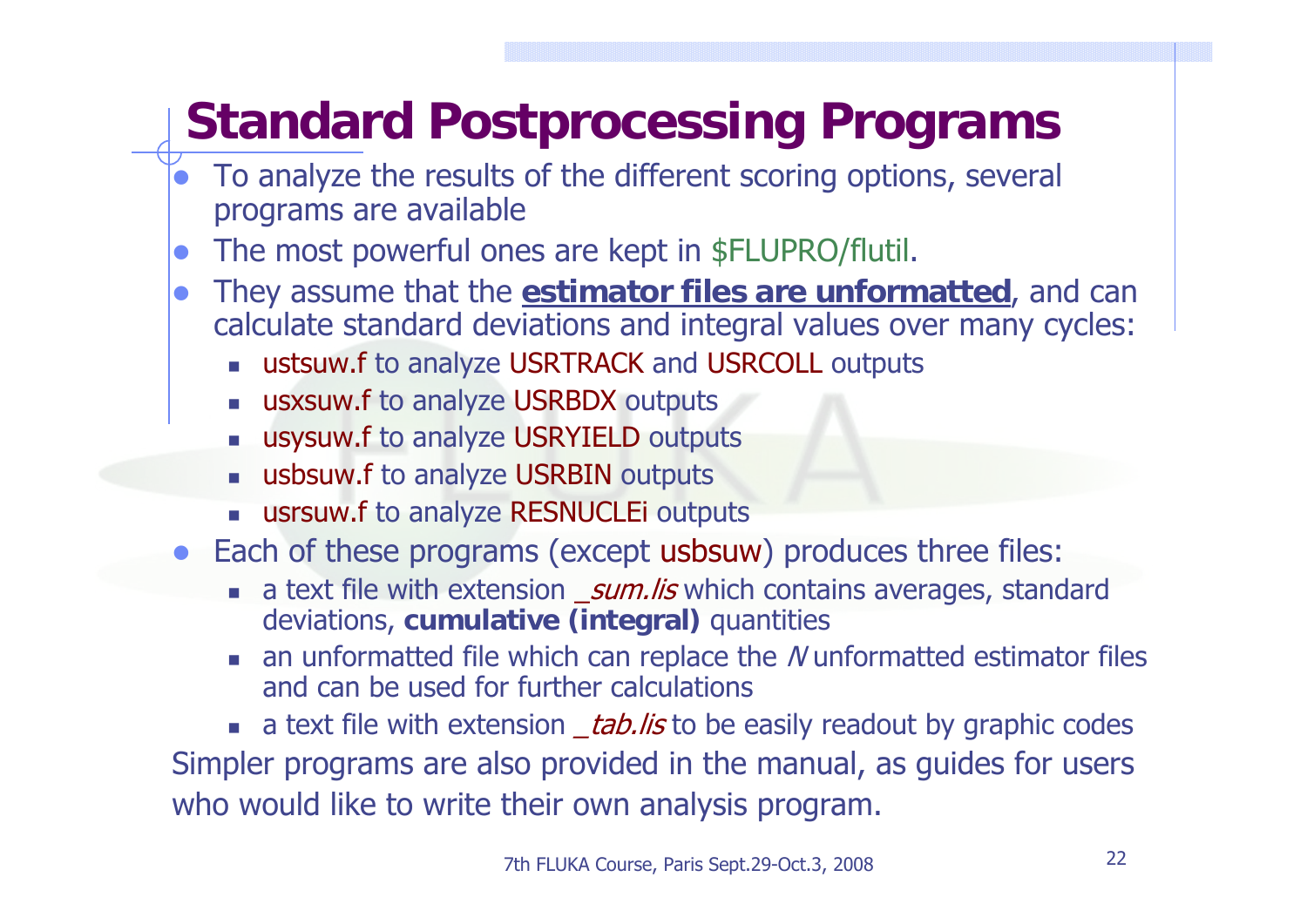# Standard Postprocessing Programs

- To analyze the results of the different scoring options, several programs are available
- The most powerful ones are kept in $FLUPRO/flutil.
- They assume that the **estimator files are unformatted**, and can calculate standard deviations and integral values over many cycles:
  - ustsuw.f to analyze USRTRACK and USRCOLL outputs
  - usxsuw.f to analyze USRBDX outputs
  - usysuw.f to analyze USRYIELD outputs
  - usbsuw.f to analyze USRBIN outputs
  - usrsuw.f to analyze RESNUCLEi outputs
- Each of these programs (except usbsuw) produces three files:
  - a text file with extension *_sum.lis* which contains averages, standard deviations, **cumulative (integral)** quantities
  - an unformatted file which can replace the *N* unformatted estimator files and can be used for further calculations
  - a text file with extension *_tab.lis* to be easily readout by graphic codes

Simpler programs are also provided in the manual, as guides for users who would like to write their own analysis program.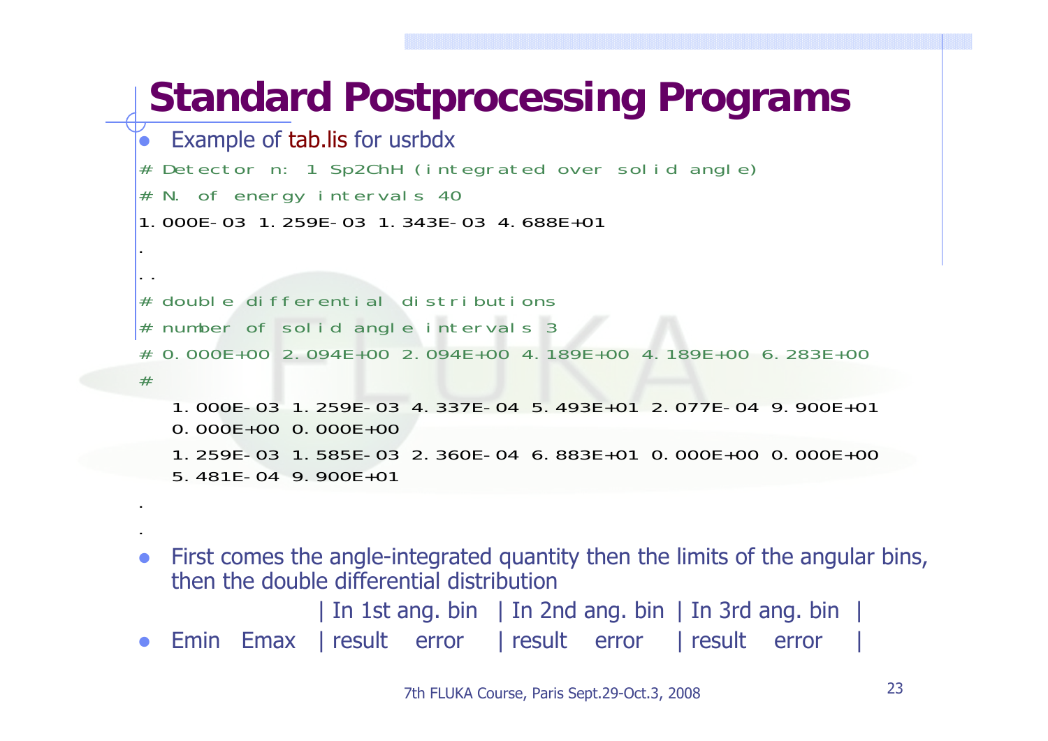# Standard Postprocessing Programs

- Example of tab.lis for usrbdx

```
# Detector n: 1 Sp2ChH (integrated over solid angle)
# N. of energy intervals 40
1.000E-03 1.259E-03 1.343E-03 4.688E+01
.
..
# double differential distributions
# number of solid angle intervals 3
# 0.000E+00 2.094E+00 2.094E+00 4.189E+00 4.189E+00 6.283E+00
#
   1.000E-03 1.259E-03 4.337E-04 5.493E+01 2.077E-04 9.900E+01
   0.000E+00 0.000E+00
   1.259E-03 1.585E-03 2.360E-04 6.883E+01 0.000E+00 0.000E+00
   5.481E-04 9.900E+01
.
.
```

- First comes the angle-integrated quantity then the limits of the angular bins, then the double differential distribution

|  |  | In 1st ang. bin |  | In 2nd ang. bin |  | In 3rd ang. bin |  |
|---|---|---|---|---|---|---|---|
| Emin | Emax | result | error | result | error | result | error |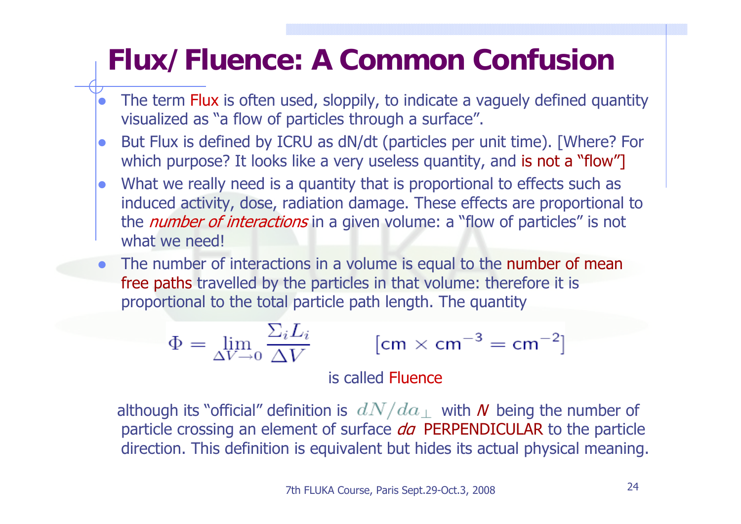# Flux/ Fluence: A Common Confusion

- The term Flux is often used, sloppily, to indicate a vaguely defined quantity visualized as "a flow of particles through a surface".
- But Flux is defined by ICRU as dN/dt (particles per unit time). [Where? For which purpose? It looks like a very useless quantity, and is not a "flow"]
- What we really need is a quantity that is proportional to effects such as induced activity, dose, radiation damage. These effects are proportional to the *number of interactions* in a given volume: a "flow of particles" is not what we need!
- The number of interactions in a volume is equal to the number of mean free paths travelled by the particles in that volume: therefore it is proportional to the total particle path length. The quantity

$$\Phi = \lim_{\Delta V \to 0} \frac{\Sigma_i L_i}{\Delta V} \qquad [\text{cm} \times \text{cm}^{-3} = \text{cm}^{-2}]$$

is called Fluence

although its "official" definition is $dN/da_{\perp}$ with *N* being the number of particle crossing an element of surface *da* PERPENDICULAR to the particle direction. This definition is equivalent but hides its actual physical meaning.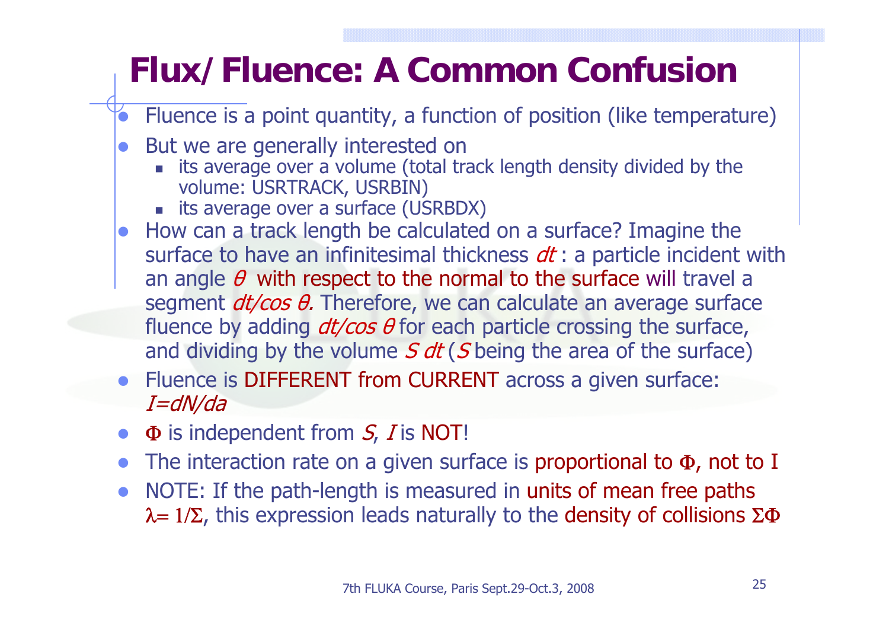# Flux/ Fluence: A Common Confusion

- Fluence is a point quantity, a function of position (like temperature)
- But we are generally interested on
  - its average over a volume (total track length density divided by the volume: USRTRACK, USRBIN)
  - its average over a surface (USRBDX)
- How can a track length be calculated on a surface? Imagine the surface to have an infinitesimal thickness $dt$ : a particle incident with an angle $\theta$ with respect to the normal to the surface will travel a segment $dt/\cos\theta$. Therefore, we can calculate an average surface fluence by adding $dt/\cos\theta$ for each particle crossing the surface, and dividing by the volume $S\,dt$ ($S$ being the area of the surface)
- Fluence is DIFFERENT from CURRENT across a given surface: $I=dN/da$
- $\Phi$ is independent from $S$, $I$ is NOT!
- The interaction rate on a given surface is proportional to $\Phi$, not to I
- NOTE: If the path-length is measured in units of mean free paths $\lambda = 1/\Sigma$, this expression leads naturally to the density of collisions $\Sigma\Phi$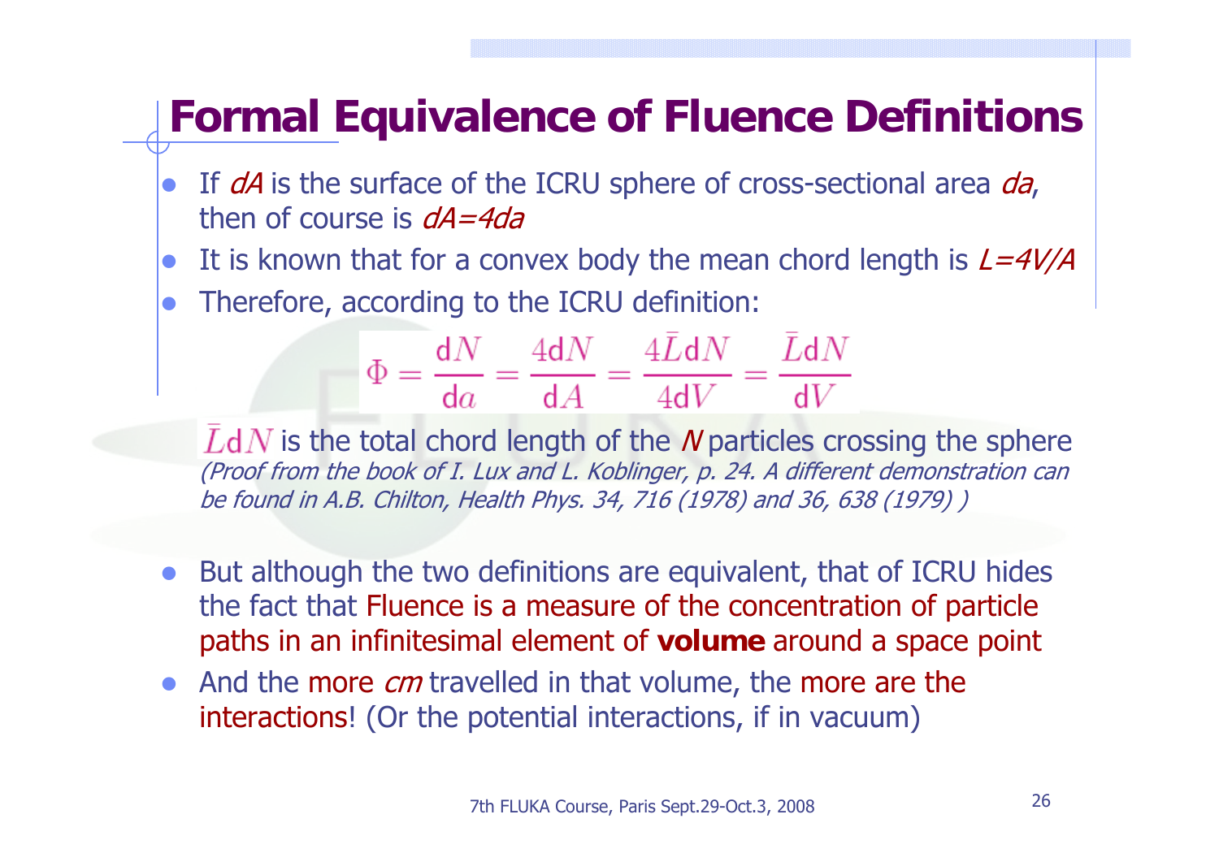# Formal Equivalence of Fluence Definitions

- If *dA* is the surface of the ICRU sphere of cross-sectional area *da*, then of course is *dA=4da*
- It is known that for a convex body the mean chord length is *L=4V/A*
- Therefore, according to the ICRU definition:

$$\Phi = \frac{\mathrm{d}N}{\mathrm{d}a} = \frac{4\mathrm{d}N}{\mathrm{d}A} = \frac{4\bar{L}\mathrm{d}N}{4\mathrm{d}V} = \frac{\bar{L}\mathrm{d}N}{\mathrm{d}V}$$

$\bar{L}\mathrm{d}N$ is the total chord length of the *N* particles crossing the sphere
*(Proof from the book of I. Lux and L. Koblinger, p. 24. A different demonstration can be found in A.B. Chilton, Health Phys. 34, 716 (1978) and 36, 638 (1979) )*

- But although the two definitions are equivalent, that of ICRU hides the fact that Fluence is a measure of the concentration of particle paths in an infinitesimal element of **volume** around a space point
- And the more *cm* travelled in that volume, the more are the interactions! (Or the potential interactions, if in vacuum)